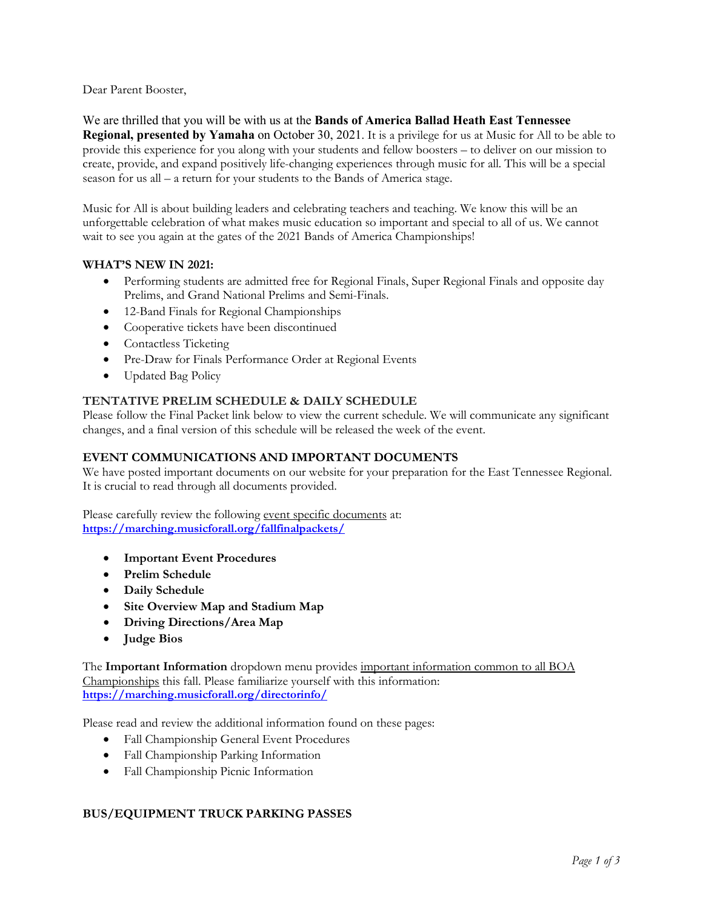Dear Parent Booster,

We are thrilled that you will be with us at the **Bands of America Ballad Heath East Tennessee Regional, presented by Yamaha** on October 30, 2021. It is a privilege for us at Music for All to be able to provide this experience for you along with your students and fellow boosters – to deliver on our mission to create, provide, and expand positively life-changing experiences through music for all. This will be a special season for us all – a return for your students to the Bands of America stage.

Music for All is about building leaders and celebrating teachers and teaching. We know this will be an unforgettable celebration of what makes music education so important and special to all of us. We cannot wait to see you again at the gates of the 2021 Bands of America Championships!

**WHAT'S NEW IN 2021:**

- Performing students are admitted free for Regional Finals, Super Regional Finals and opposite day Prelims, and Grand National Prelims and Semi-Finals.
- 12-Band Finals for Regional Championships
- Cooperative tickets have been discontinued
- Contactless Ticketing
- Pre-Draw for Finals Performance Order at Regional Events
- Updated Bag Policy

**TENTATIVE PRELIM SCHEDULE & DAILY SCHEDULE**

Please follow the Final Packet link below to view the current schedule. We will communicate any significant changes, and a final version of this schedule will be released the week of the event.

**EVENT COMMUNICATIONS AND IMPORTANT DOCUMENTS**

We have posted important documents on our website for your preparation for the East Tennessee Regional. It is crucial to read through all documents provided.

Please carefully review the following event specific documents at:
**https://marching.musicforall.org/fallfinalpackets/**

- **Important Event Procedures**
- **Prelim Schedule**
- **Daily Schedule**
- **Site Overview Map and Stadium Map**
- **Driving Directions/Area Map**
- **Judge Bios**

The **Important Information** dropdown menu provides important information common to all BOA Championships this fall. Please familiarize yourself with this information:
**https://marching.musicforall.org/directorinfo/**

Please read and review the additional information found on these pages:

- Fall Championship General Event Procedures
- Fall Championship Parking Information
- Fall Championship Picnic Information

**BUS/EQUIPMENT TRUCK PARKING PASSES**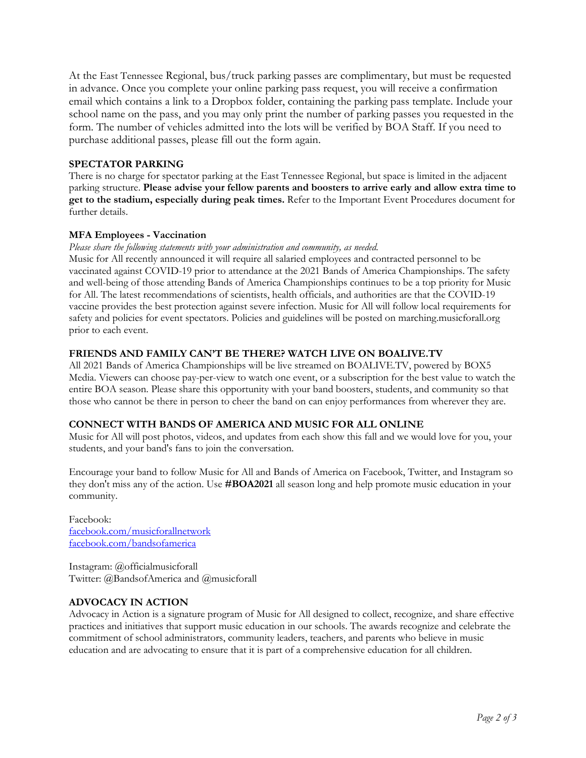At the East Tennessee Regional, bus/truck parking passes are complimentary, but must be requested in advance. Once you complete your online parking pass request, you will receive a confirmation email which contains a link to a Dropbox folder, containing the parking pass template. Include your school name on the pass, and you may only print the number of parking passes you requested in the form. The number of vehicles admitted into the lots will be verified by BOA Staff. If you need to purchase additional passes, please fill out the form again.

**SPECTATOR PARKING**

There is no charge for spectator parking at the East Tennessee Regional, but space is limited in the adjacent parking structure. **Please advise your fellow parents and boosters to arrive early and allow extra time to get to the stadium, especially during peak times.** Refer to the Important Event Procedures document for further details.

**MFA Employees - Vaccination**

*Please share the following statements with your administration and community, as needed.*

Music for All recently announced it will require all salaried employees and contracted personnel to be vaccinated against COVID-19 prior to attendance at the 2021 Bands of America Championships. The safety and well-being of those attending Bands of America Championships continues to be a top priority for Music for All. The latest recommendations of scientists, health officials, and authorities are that the COVID-19 vaccine provides the best protection against severe infection. Music for All will follow local requirements for safety and policies for event spectators. Policies and guidelines will be posted on marching.musicforall.org prior to each event.

**FRIENDS AND FAMILY CAN'T BE THERE? WATCH LIVE ON BOALIVE.TV**

All 2021 Bands of America Championships will be live streamed on BOALIVE.TV, powered by BOX5 Media. Viewers can choose pay-per-view to watch one event, or a subscription for the best value to watch the entire BOA season. Please share this opportunity with your band boosters, students, and community so that those who cannot be there in person to cheer the band on can enjoy performances from wherever they are.

**CONNECT WITH BANDS OF AMERICA AND MUSIC FOR ALL ONLINE**

Music for All will post photos, videos, and updates from each show this fall and we would love for you, your students, and your band's fans to join the conversation.

Encourage your band to follow Music for All and Bands of America on Facebook, Twitter, and Instagram so they don't miss any of the action. Use **#BOA2021** all season long and help promote music education in your community.

Facebook:
facebook.com/musicforallnetwork
facebook.com/bandsofamerica

Instagram: @officialmusicforall
Twitter: @BandsofAmerica and @musicforall

**ADVOCACY IN ACTION**

Advocacy in Action is a signature program of Music for All designed to collect, recognize, and share effective practices and initiatives that support music education in our schools. The awards recognize and celebrate the commitment of school administrators, community leaders, teachers, and parents who believe in music education and are advocating to ensure that it is part of a comprehensive education for all children.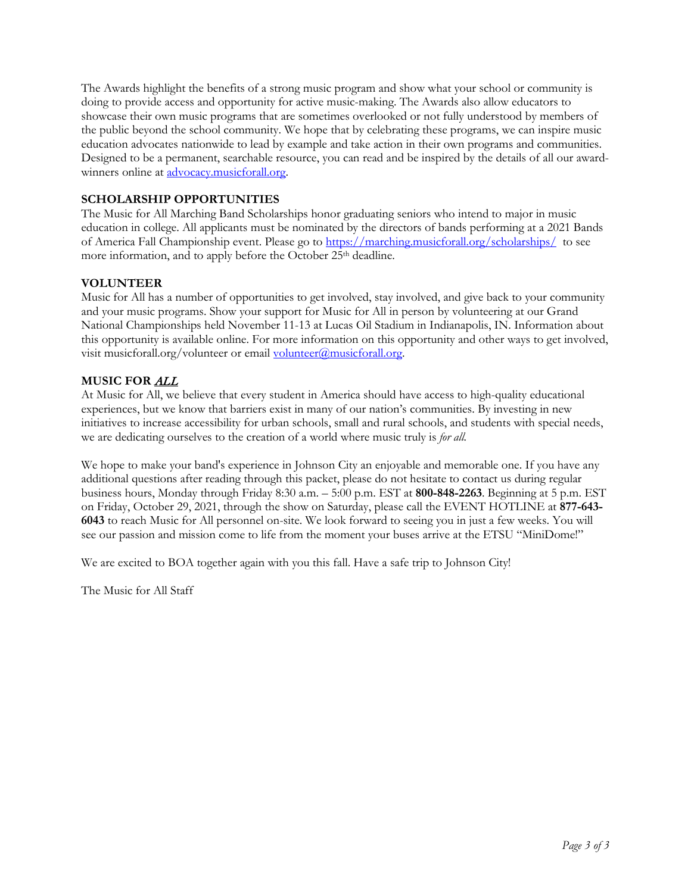The Awards highlight the benefits of a strong music program and show what your school or community is doing to provide access and opportunity for active music-making. The Awards also allow educators to showcase their own music programs that are sometimes overlooked or not fully understood by members of the public beyond the school community. We hope that by celebrating these programs, we can inspire music education advocates nationwide to lead by example and take action in their own programs and communities. Designed to be a permanent, searchable resource, you can read and be inspired by the details of all our award-winners online at [advocacy.musicforall.org](advocacy.musicforall.org).

**SCHOLARSHIP OPPORTUNITIES**

The Music for All Marching Band Scholarships honor graduating seniors who intend to major in music education in college. All applicants must be nominated by the directors of bands performing at a 2021 Bands of America Fall Championship event. Please go to [https://marching.musicforall.org/scholarships/](https://marching.musicforall.org/scholarships/) to see more information, and to apply before the October 25th deadline.

**VOLUNTEER**

Music for All has a number of opportunities to get involved, stay involved, and give back to your community and your music programs. Show your support for Music for All in person by volunteering at our Grand National Championships held November 11-13 at Lucas Oil Stadium in Indianapolis, IN. Information about this opportunity is available online. For more information on this opportunity and other ways to get involved, visit musicforall.org/volunteer or email [volunteer@musicforall.org](mailto:volunteer@musicforall.org).

**MUSIC FOR *ALL***

At Music for All, we believe that every student in America should have access to high-quality educational experiences, but we know that barriers exist in many of our nation's communities. By investing in new initiatives to increase accessibility for urban schools, small and rural schools, and students with special needs, we are dedicating ourselves to the creation of a world where music truly is *for all.*

We hope to make your band's experience in Johnson City an enjoyable and memorable one. If you have any additional questions after reading through this packet, please do not hesitate to contact us during regular business hours, Monday through Friday 8:30 a.m. – 5:00 p.m. EST at **800-848-2263**. Beginning at 5 p.m. EST on Friday, October 29, 2021, through the show on Saturday, please call the EVENT HOTLINE at **877-643-6043** to reach Music for All personnel on-site. We look forward to seeing you in just a few weeks. You will see our passion and mission come to life from the moment your buses arrive at the ETSU "MiniDome!"

We are excited to BOA together again with you this fall. Have a safe trip to Johnson City!

The Music for All Staff